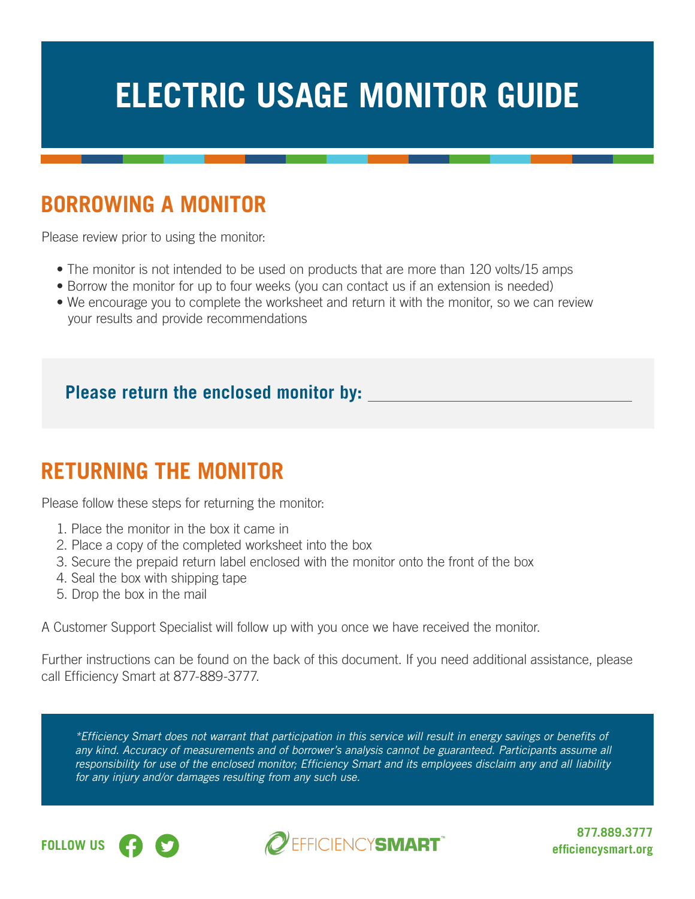# ELECTRIC USAGE MONITOR GUIDE

## BORROWING A MONITOR

Please review prior to using the monitor:

- The monitor is not intended to be used on products that are more than 120 volts/15 amps
- Borrow the monitor for up to four weeks (you can contact us if an extension is needed)
- We encourage you to complete the worksheet and return it with the monitor, so we can review your results and provide recommendations

**Please return the enclosed monitor by:** ______________________________

## RETURNING THE MONITOR

Please follow these steps for returning the monitor:

1. Place the monitor in the box it came in
2. Place a copy of the completed worksheet into the box
3. Secure the prepaid return label enclosed with the monitor onto the front of the box
4. Seal the box with shipping tape
5. Drop the box in the mail

A Customer Support Specialist will follow up with you once we have received the monitor.

Further instructions can be found on the back of this document. If you need additional assistance, please call Efficiency Smart at 877-889-3777.

*\*Efficiency Smart does not warrant that participation in this service will result in energy savings or benefits of any kind. Accuracy of measurements and of borrower's analysis cannot be guaranteed. Participants assume all responsibility for use of the enclosed monitor; Efficiency Smart and its employees disclaim any and all liability for any injury and/or damages resulting from any such use.*

FOLLOW US

EFFICIENCYSMART™

877.889.3777
efficiencysmart.org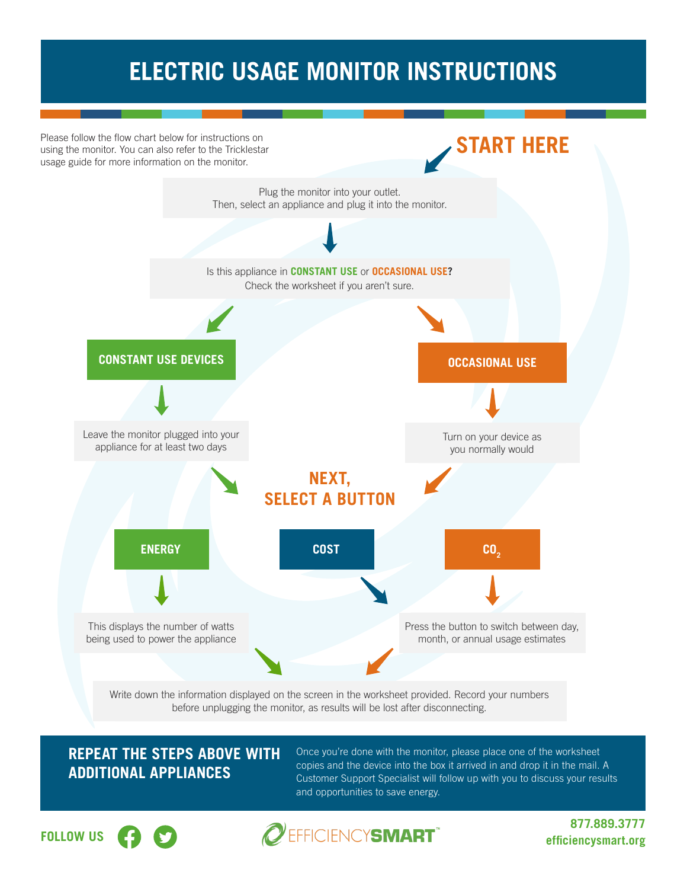# ELECTRIC USAGE MONITOR INSTRUCTIONS

Please follow the flow chart below for instructions on using the monitor. You can also refer to the Tricklestar usage guide for more information on the monitor.

**START HERE**

Plug the monitor into your outlet.
Then, select an appliance and plug it into the monitor.

Is this appliance in **CONSTANT USE** or **OCCASIONAL USE**?
Check the worksheet if you aren't sure.

**CONSTANT USE DEVICES**

Leave the monitor plugged into your appliance for at least two days

**OCCASIONAL USE**

Turn on your device as you normally would

**NEXT, SELECT A BUTTON**

**ENERGY**

This displays the number of watts being used to power the appliance

**COST**

**$CO_2$**

Press the button to switch between day, month, or annual usage estimates

Write down the information displayed on the screen in the worksheet provided. Record your numbers before unplugging the monitor, as results will be lost after disconnecting.

## REPEAT THE STEPS ABOVE WITH ADDITIONAL APPLIANCES

Once you're done with the monitor, please place one of the worksheet copies and the device into the box it arrived in and drop it in the mail. A Customer Support Specialist will follow up with you to discuss your results and opportunities to save energy.

FOLLOW US

EFFICIENCYSMART™

877.889.3777
efficiencysmart.org